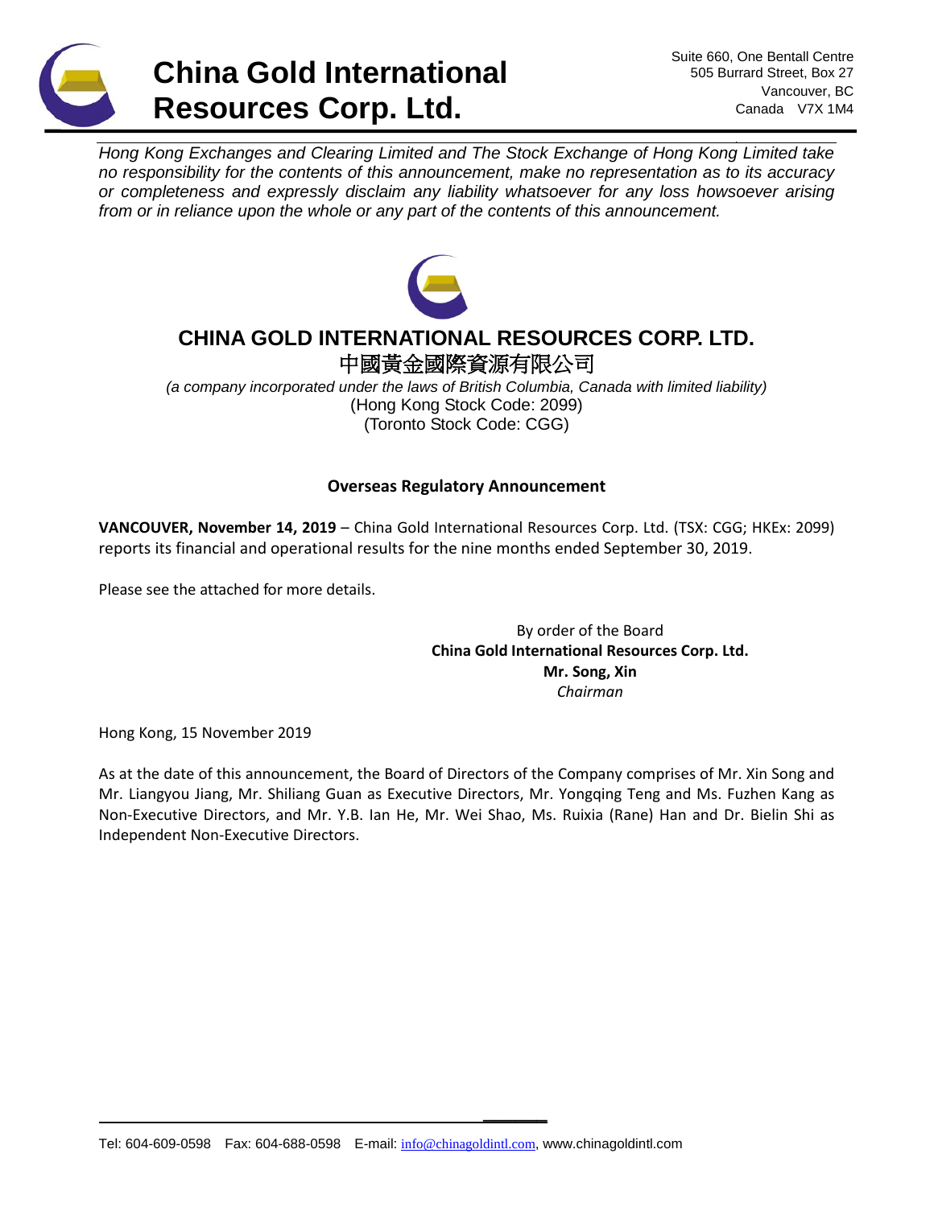# China Gold International Resources Corp. Ltd.

Suite 660, One Bentall Centre
505 Burrard Street, Box 27
Vancouver, BC
Canada V7X 1M4

*Hong Kong Exchanges and Clearing Limited and The Stock Exchange of Hong Kong Limited take no responsibility for the contents of this announcement, make no representation as to its accuracy or completeness and expressly disclaim any liability whatsoever for any loss howsoever arising from or in reliance upon the whole or any part of the contents of this announcement.*

## CHINA GOLD INTERNATIONAL RESOURCES CORP. LTD.
## 中國黃金國際資源有限公司

*(a company incorporated under the laws of British Columbia, Canada with limited liability)*
(Hong Kong Stock Code: 2099)
(Toronto Stock Code: CGG)

### Overseas Regulatory Announcement

**VANCOUVER, November 14, 2019** – China Gold International Resources Corp. Ltd. (TSX: CGG; HKEx: 2099) reports its financial and operational results for the nine months ended September 30, 2019.

Please see the attached for more details.

By order of the Board
**China Gold International Resources Corp. Ltd.**
**Mr. Song, Xin**
*Chairman*

Hong Kong, 15 November 2019

As at the date of this announcement, the Board of Directors of the Company comprises of Mr. Xin Song and Mr. Liangyou Jiang, Mr. Shiliang Guan as Executive Directors, Mr. Yongqing Teng and Ms. Fuzhen Kang as Non-Executive Directors, and Mr. Y.B. Ian He, Mr. Wei Shao, Ms. Ruixia (Rane) Han and Dr. Bielin Shi as Independent Non-Executive Directors.

Tel: 604-609-0598 Fax: 604-688-0598 E-mail: info@chinagoldintl.com, www.chinagoldintl.com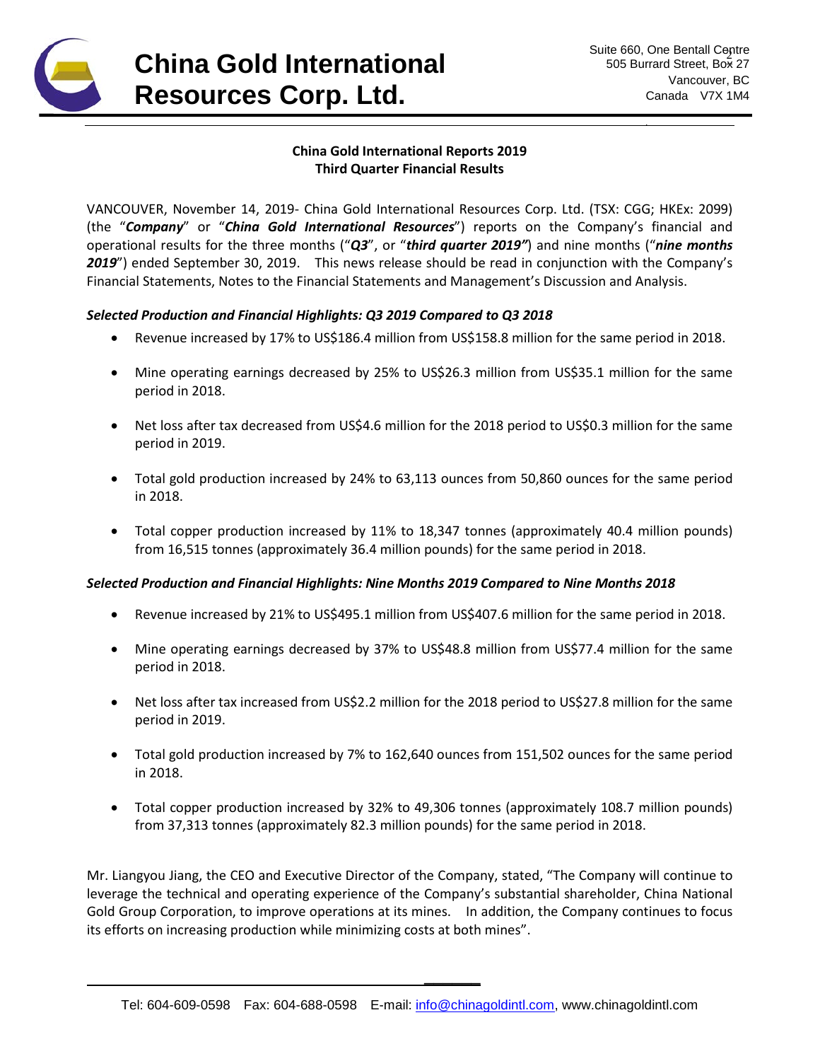# China Gold International Resources Corp. Ltd.

Suite 660, One Bentall Centre
505 Burrard Street, Box 27
Vancouver, BC
Canada V7X 1M4

**China Gold International Reports 2019**
**Third Quarter Financial Results**

VANCOUVER, November 14, 2019- China Gold International Resources Corp. Ltd. (TSX: CGG; HKEx: 2099) (the "***Company***" or "***China Gold International Resources***") reports on the Company's financial and operational results for the three months ("***Q3***", or "***third quarter 2019"***) and nine months ("***nine months 2019***") ended September 30, 2019. This news release should be read in conjunction with the Company's Financial Statements, Notes to the Financial Statements and Management's Discussion and Analysis.

***Selected Production and Financial Highlights: Q3 2019 Compared to Q3 2018***

- Revenue increased by 17% to US$186.4 million from US$158.8 million for the same period in 2018.
- Mine operating earnings decreased by 25% to US$26.3 million from US$35.1 million for the same period in 2018.
- Net loss after tax decreased from US$4.6 million for the 2018 period to US$0.3 million for the same period in 2019.
- Total gold production increased by 24% to 63,113 ounces from 50,860 ounces for the same period in 2018.
- Total copper production increased by 11% to 18,347 tonnes (approximately 40.4 million pounds) from 16,515 tonnes (approximately 36.4 million pounds) for the same period in 2018.

***Selected Production and Financial Highlights: Nine Months 2019 Compared to Nine Months 2018***

- Revenue increased by 21% to US$495.1 million from US$407.6 million for the same period in 2018.
- Mine operating earnings decreased by 37% to US$48.8 million from US$77.4 million for the same period in 2018.
- Net loss after tax increased from US$2.2 million for the 2018 period to US$27.8 million for the same period in 2019.
- Total gold production increased by 7% to 162,640 ounces from 151,502 ounces for the same period in 2018.
- Total copper production increased by 32% to 49,306 tonnes (approximately 108.7 million pounds) from 37,313 tonnes (approximately 82.3 million pounds) for the same period in 2018.

Mr. Liangyou Jiang, the CEO and Executive Director of the Company, stated, "The Company will continue to leverage the technical and operating experience of the Company's substantial shareholder, China National Gold Group Corporation, to improve operations at its mines. In addition, the Company continues to focus its efforts on increasing production while minimizing costs at both mines".

Tel: 604-609-0598 Fax: 604-688-0598 E-mail: info@chinagoldintl.com, www.chinagoldintl.com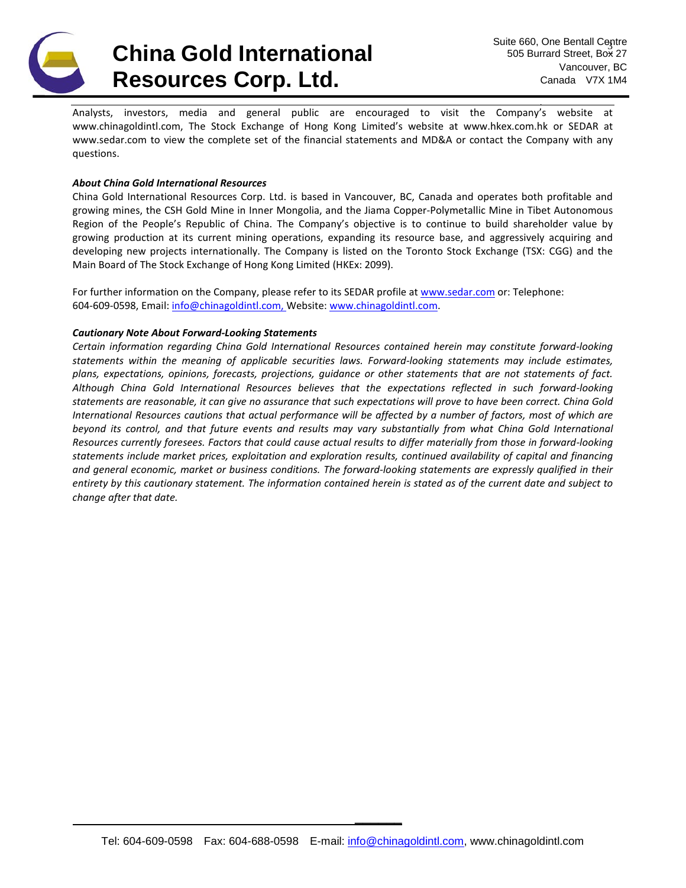Analysts, investors, media and general public are encouraged to visit the Company's website at www.chinagoldintl.com, The Stock Exchange of Hong Kong Limited's website at www.hkex.com.hk or SEDAR at www.sedar.com to view the complete set of the financial statements and MD&A or contact the Company with any questions.

***About China Gold International Resources***

China Gold International Resources Corp. Ltd. is based in Vancouver, BC, Canada and operates both profitable and growing mines, the CSH Gold Mine in Inner Mongolia, and the Jiama Copper-Polymetallic Mine in Tibet Autonomous Region of the People's Republic of China. The Company's objective is to continue to build shareholder value by growing production at its current mining operations, expanding its resource base, and aggressively acquiring and developing new projects internationally. The Company is listed on the Toronto Stock Exchange (TSX: CGG) and the Main Board of The Stock Exchange of Hong Kong Limited (HKEx: 2099).

For further information on the Company, please refer to its SEDAR profile at www.sedar.com or: Telephone: 604-609-0598, Email: info@chinagoldintl.com, Website: www.chinagoldintl.com.

***Cautionary Note About Forward-Looking Statements***

*Certain information regarding China Gold International Resources contained herein may constitute forward-looking statements within the meaning of applicable securities laws. Forward-looking statements may include estimates, plans, expectations, opinions, forecasts, projections, guidance or other statements that are not statements of fact. Although China Gold International Resources believes that the expectations reflected in such forward-looking statements are reasonable, it can give no assurance that such expectations will prove to have been correct. China Gold International Resources cautions that actual performance will be affected by a number of factors, most of which are beyond its control, and that future events and results may vary substantially from what China Gold International Resources currently foresees. Factors that could cause actual results to differ materially from those in forward-looking statements include market prices, exploitation and exploration results, continued availability of capital and financing and general economic, market or business conditions. The forward-looking statements are expressly qualified in their entirety by this cautionary statement. The information contained herein is stated as of the current date and subject to change after that date.*